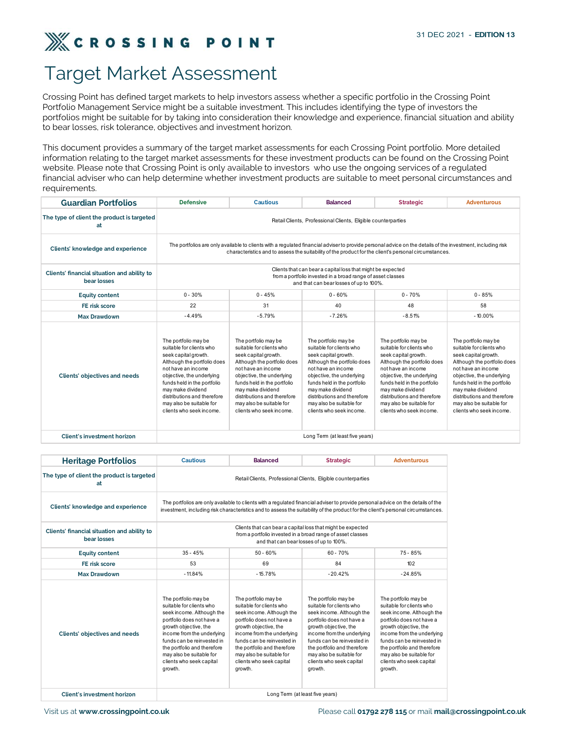# CROSSING POINT

31 DEC 2021 - **EDITION 13**

# Target Market Assessment

Crossing Point has defined target markets to help investors assess whether a specific portfolio in the Crossing Point Portfolio Management Service might be a suitable investment. This includes identifying the type of investors the portfolios might be suitable for by taking into consideration their knowledge and experience, financial situation and ability to bear losses, risk tolerance, objectives and investment horizon.

This document provides a summary of the target market assessments for each Crossing Point portfolio. More detailed information relating to the target market assessments for these investment products can be found on the Crossing Point website. Please note that Crossing Point is only available to investors who use the ongoing services of a regulated financial adviser who can help determine whether investment products are suitable to meet personal circumstances and requirements.

| Guardian Portfolios | Defensive | Cautious | Balanced | Strategic | Adventurous |
|---|---|---|---|---|---|
| The type of client the product is targeted at | Retail Clients, Professional Clients, Eligible counterparties | | | | |
| Clients' knowledge and experience | The portfolios are only available to clients with a regulated financial adviser to provide personal advice on the details of the investment, including risk characteristics and to assess the suitability of the product for the client's personal circumstances. | | | | |
| Clients' financial situation and ability to bear losses | Clients that can bear a capital loss that might be expected from a portfolio invested in a broad range of asset classes and that can bear losses of up to 100%. | | | | |
| Equity content | 0 - 30% | 0 - 45% | 0 - 60% | 0 - 70% | 0 - 85% |
| FE risk score | 22 | 31 | 40 | 48 | 58 |
| Max Drawdown | -4.49% | -5.79% | -7.26% | -8.51% | -10.00% |
| Clients' objectives and needs | The portfolio may be suitable for clients who seek capital growth. Although the portfolio does not have an income objective, the underlying funds held in the portfolio may make dividend distributions and therefore may also be suitable for clients who seek income. | The portfolio may be suitable for clients who seek capital growth. Although the portfolio does not have an income objective, the underlying funds held in the portfolio may make dividend distributions and therefore may also be suitable for clients who seek income. | The portfolio may be suitable for clients who seek capital growth. Although the portfolio does not have an income objective, the underlying funds held in the portfolio may make dividend distributions and therefore may also be suitable for clients who seek income. | The portfolio may be suitable for clients who seek capital growth. Although the portfolio does not have an income objective, the underlying funds held in the portfolio may make dividend distributions and therefore may also be suitable for clients who seek income. | The portfolio may be suitable for clients who seek capital growth. Although the portfolio does not have an income objective, the underlying funds held in the portfolio may make dividend distributions and therefore may also be suitable for clients who seek income. |
| Client's investment horizon | Long Term (at least five years) | | | | |

| Heritage Portfolios | Cautious | Balanced | Strategic | Adventurous |
|---|---|---|---|---|
| The type of client the product is targeted at | Retail Clients, Professional Clients, Eligible counterparties | | | |
| Clients' knowledge and experience | The portfolios are only available to clients with a regulated financial adviser to provide personal advice on the details of the investment, including risk characteristics and to assess the suitability of the product for the client's personal circumstances. | | | |
| Clients' financial situation and ability to bear losses | Clients that can bear a capital loss that might be expected from a portfolio invested in a broad range of asset classes and that can bear losses of up to 100%. | | | |
| Equity content | 35 - 45% | 50 - 60% | 60 - 70% | 75 - 85% |
| FE risk score | 53 | 69 | 84 | 102 |
| Max Drawdown | -11.84% | -15.78% | -20.42% | -24.85% |
| Clients' objectives and needs | The portfolio may be suitable for clients who seek income. Although the portfolio does not have a growth objective, the income from the underlying funds can be reinvested in the portfolio and therefore may also be suitable for clients who seek capital growth. | The portfolio may be suitable for clients who seek income. Although the portfolio does not have a growth objective, the income from the underlying funds can be reinvested in the portfolio and therefore may also be suitable for clients who seek capital growth. | The portfolio may be suitable for clients who seek income. Although the portfolio does not have a growth objective, the income from the underlying funds can be reinvested in the portfolio and therefore may also be suitable for clients who seek capital growth. | The portfolio may be suitable for clients who seek income. Although the portfolio does not have a growth objective, the income from the underlying funds can be reinvested in the portfolio and therefore may also be suitable for clients who seek capital growth. |
| Client's investment horizon | Long Term (at least five years) | | | |

Visit us at **www.crossingpoint.co.uk**

Please call **01792 278 115** or mail **mail@crossingpoint.co.uk**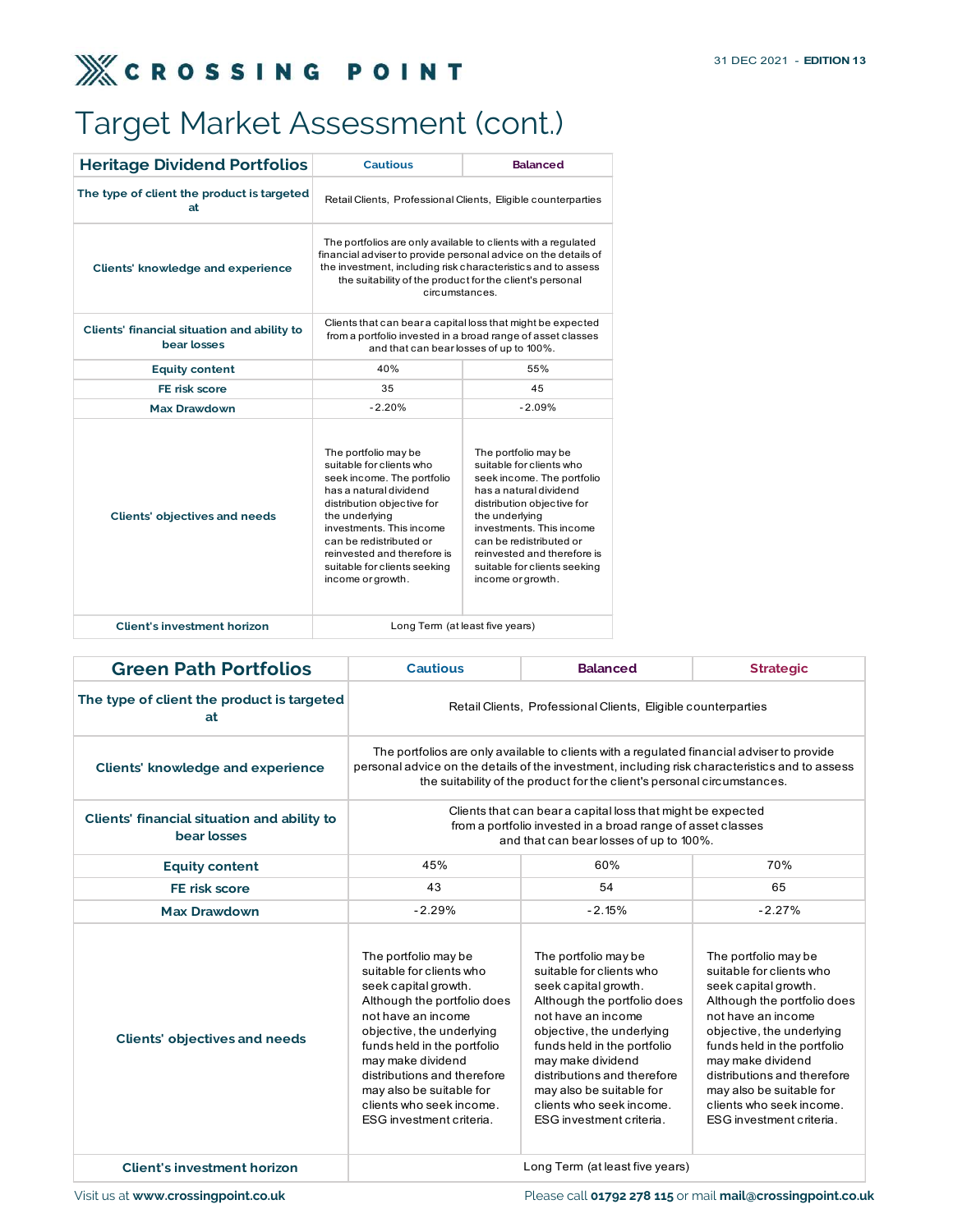# Target Market Assessment (cont.)

| Heritage Dividend Portfolios | Cautious | Balanced |
|---|---|---|
| The type of client the product is targeted at | Retail Clients, Professional Clients, Eligible counterparties | |
| Clients' knowledge and experience | The portfolios are only available to clients with a regulated financial adviser to provide personal advice on the details of the investment, including risk characteristics and to assess the suitability of the product for the client's personal circumstances. | |
| Clients' financial situation and ability to bear losses | Clients that can bear a capital loss that might be expected from a portfolio invested in a broad range of asset classes and that can bear losses of up to 100%. | |
| Equity content | 40% | 55% |
| FE risk score | 35 | 45 |
| Max Drawdown | -2.20% | -2.09% |
| Clients' objectives and needs | The portfolio may be suitable for clients who seek income. The portfolio has a natural dividend distribution objective for the underlying investments. This income can be redistributed or reinvested and therefore is suitable for clients seeking income or growth. | The portfolio may be suitable for clients who seek income. The portfolio has a natural dividend distribution objective for the underlying investments. This income can be redistributed or reinvested and therefore is suitable for clients seeking income or growth. |
| Client's investment horizon | Long Term (at least five years) | |

| Green Path Portfolios | Cautious | Balanced | Strategic |
|---|---|---|---|
| The type of client the product is targeted at | Retail Clients, Professional Clients, Eligible counterparties | | |
| Clients' knowledge and experience | The portfolios are only available to clients with a regulated financial adviser to provide personal advice on the details of the investment, including risk characteristics and to assess the suitability of the product for the client's personal circumstances. | | |
| Clients' financial situation and ability to bear losses | Clients that can bear a capital loss that might be expected from a portfolio invested in a broad range of asset classes and that can bear losses of up to 100%. | | |
| Equity content | 45% | 60% | 70% |
| FE risk score | 43 | 54 | 65 |
| Max Drawdown | -2.29% | -2.15% | -2.27% |
| Clients' objectives and needs | The portfolio may be suitable for clients who seek capital growth. Although the portfolio does not have an income objective, the underlying funds held in the portfolio may make dividend distributions and therefore may also be suitable for clients who seek income. ESG investment criteria. | The portfolio may be suitable for clients who seek capital growth. Although the portfolio does not have an income objective, the underlying funds held in the portfolio may make dividend distributions and therefore may also be suitable for clients who seek income. ESG investment criteria. | The portfolio may be suitable for clients who seek capital growth. Although the portfolio does not have an income objective, the underlying funds held in the portfolio may make dividend distributions and therefore may also be suitable for clients who seek income. ESG investment criteria. |
| Client's investment horizon | Long Term (at least five years) | | |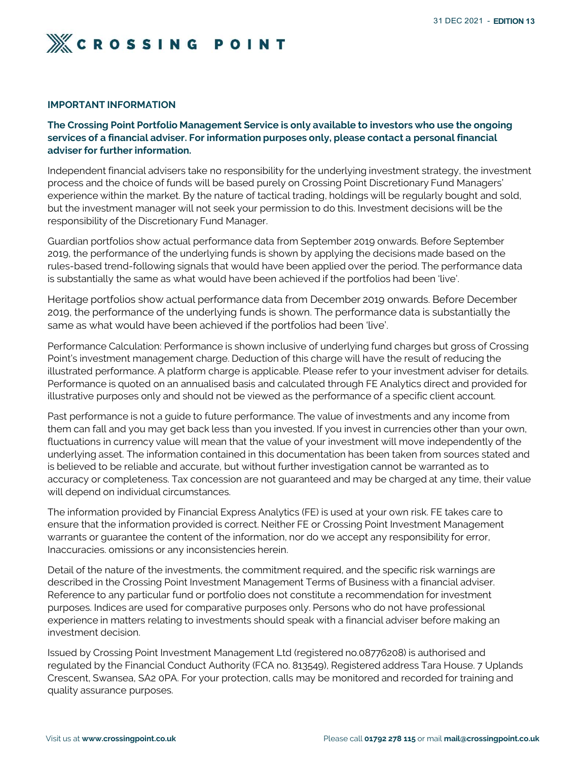## IMPORTANT INFORMATION

**The Crossing Point Portfolio Management Service is only available to investors who use the ongoing services of a financial adviser. For information purposes only, please contact a personal financial adviser for further information.**

Independent financial advisers take no responsibility for the underlying investment strategy, the investment process and the choice of funds will be based purely on Crossing Point Discretionary Fund Managers' experience within the market. By the nature of tactical trading, holdings will be regularly bought and sold, but the investment manager will not seek your permission to do this. Investment decisions will be the responsibility of the Discretionary Fund Manager.

Guardian portfolios show actual performance data from September 2019 onwards. Before September 2019, the performance of the underlying funds is shown by applying the decisions made based on the rules-based trend-following signals that would have been applied over the period. The performance data is substantially the same as what would have been achieved if the portfolios had been 'live'.

Heritage portfolios show actual performance data from December 2019 onwards. Before December 2019, the performance of the underlying funds is shown. The performance data is substantially the same as what would have been achieved if the portfolios had been 'live'.

Performance Calculation: Performance is shown inclusive of underlying fund charges but gross of Crossing Point's investment management charge. Deduction of this charge will have the result of reducing the illustrated performance. A platform charge is applicable. Please refer to your investment adviser for details. Performance is quoted on an annualised basis and calculated through FE Analytics direct and provided for illustrative purposes only and should not be viewed as the performance of a specific client account.

Past performance is not a guide to future performance. The value of investments and any income from them can fall and you may get back less than you invested. If you invest in currencies other than your own, fluctuations in currency value will mean that the value of your investment will move independently of the underlying asset. The information contained in this documentation has been taken from sources stated and is believed to be reliable and accurate, but without further investigation cannot be warranted as to accuracy or completeness. Tax concession are not guaranteed and may be charged at any time, their value will depend on individual circumstances.

The information provided by Financial Express Analytics (FE) is used at your own risk. FE takes care to ensure that the information provided is correct. Neither FE or Crossing Point Investment Management warrants or guarantee the content of the information, nor do we accept any responsibility for error, Inaccuracies. omissions or any inconsistencies herein.

Detail of the nature of the investments, the commitment required, and the specific risk warnings are described in the Crossing Point Investment Management Terms of Business with a financial adviser. Reference to any particular fund or portfolio does not constitute a recommendation for investment purposes. Indices are used for comparative purposes only. Persons who do not have professional experience in matters relating to investments should speak with a financial adviser before making an investment decision.

Issued by Crossing Point Investment Management Ltd (registered no.08776208) is authorised and regulated by the Financial Conduct Authority (FCA no. 813549), Registered address Tara House. 7 Uplands Crescent, Swansea, SA2 0PA. For your protection, calls may be monitored and recorded for training and quality assurance purposes.